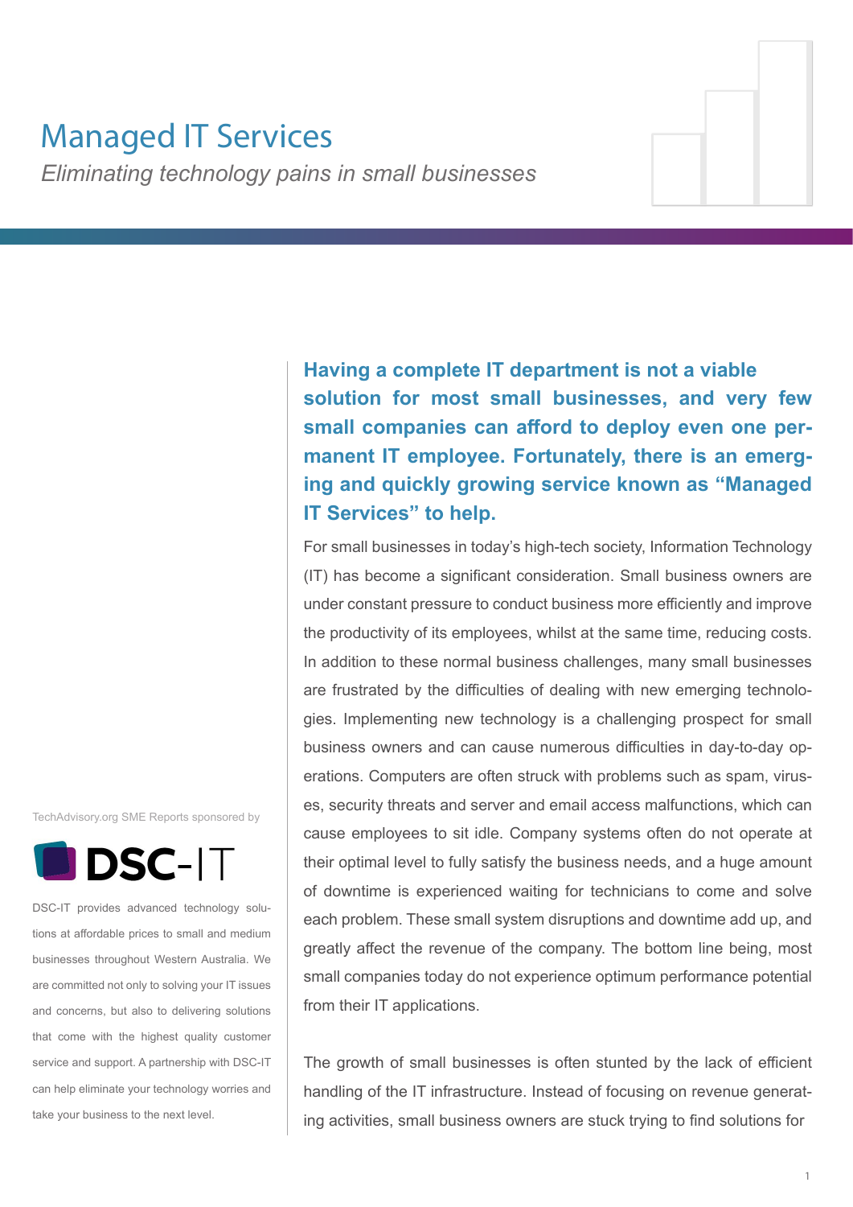# Managed IT Services

*Eliminating technology pains in small businesses*

**Having a complete IT department is not a viable solution for most small businesses, and very few small companies can afford to deploy even one permanent IT employee. Fortunately, there is an emerging and quickly growing service known as "Managed IT Services" to help.**

For small businesses in today's high-tech society, Information Technology (IT) has become a significant consideration. Small business owners are under constant pressure to conduct business more efficiently and improve the productivity of its employees, whilst at the same time, reducing costs. In addition to these normal business challenges, many small businesses are frustrated by the difficulties of dealing with new emerging technologies. Implementing new technology is a challenging prospect for small business owners and can cause numerous difficulties in day-to-day operations. Computers are often struck with problems such as spam, viruses, security threats and server and email access malfunctions, which can cause employees to sit idle. Company systems often do not operate at their optimal level to fully satisfy the business needs, and a huge amount of downtime is experienced waiting for technicians to come and solve each problem. These small system disruptions and downtime add up, and greatly affect the revenue of the company. The bottom line being, most small companies today do not experience optimum performance potential from their IT applications.

The growth of small businesses is often stunted by the lack of efficient handling of the IT infrastructure. Instead of focusing on revenue generating activities, small business owners are stuck trying to find solutions for

TechAdvisory.org SME Reports sponsored by

DSC-IT

DSC-IT provides advanced technology solutions at affordable prices to small and medium businesses throughout Western Australia. We are committed not only to solving your IT issues and concerns, but also to delivering solutions that come with the highest quality customer service and support. A partnership with DSC-IT can help eliminate your technology worries and take your business to the next level.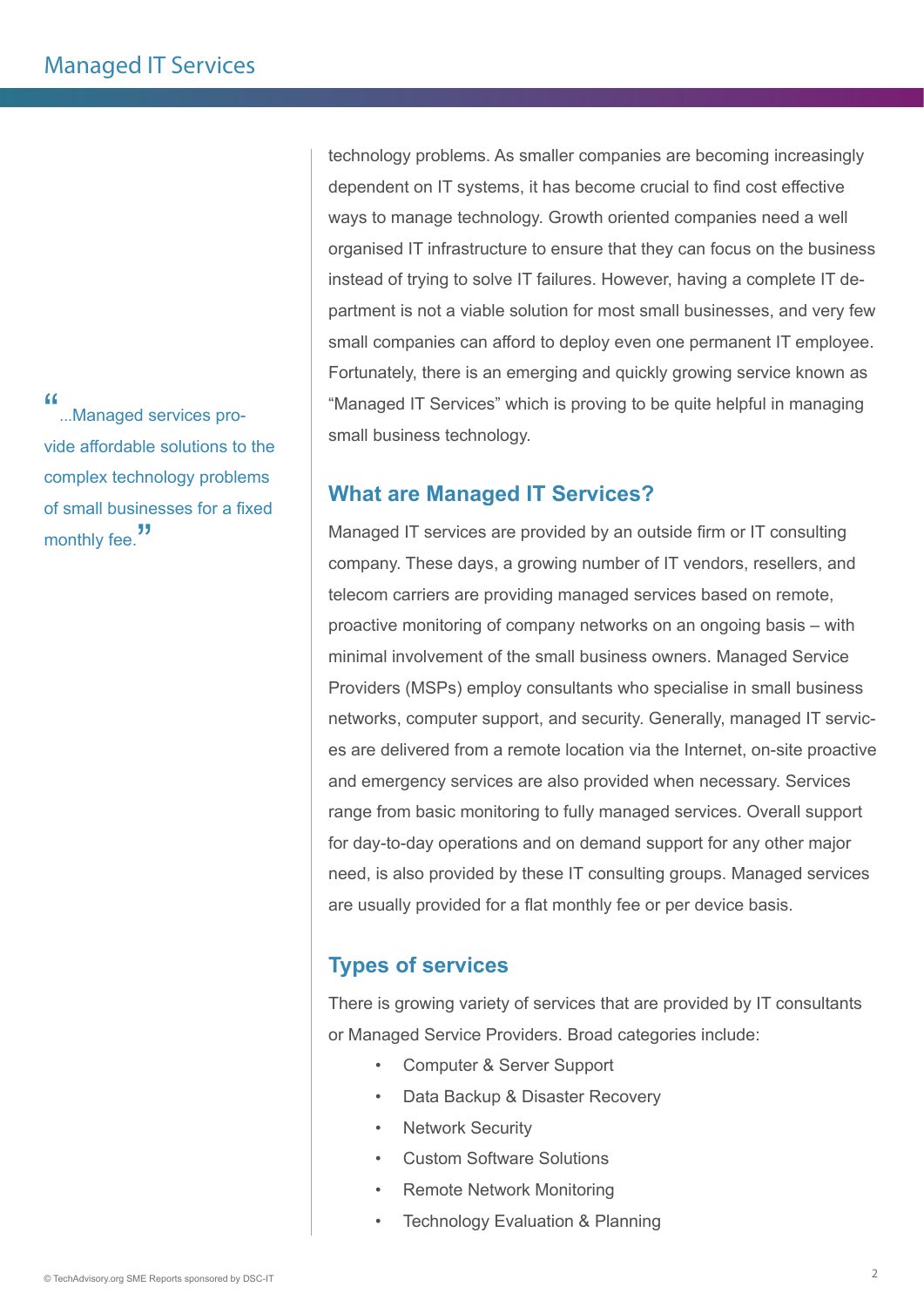technology problems. As smaller companies are becoming increasingly dependent on IT systems, it has become crucial to find cost effective ways to manage technology. Growth oriented companies need a well organised IT infrastructure to ensure that they can focus on the business instead of trying to solve IT failures. However, having a complete IT department is not a viable solution for most small businesses, and very few small companies can afford to deploy even one permanent IT employee. Fortunately, there is an emerging and quickly growing service known as "Managed IT Services" which is proving to be quite helpful in managing small business technology.

> "...Managed services provide affordable solutions to the complex technology problems of small businesses for a fixed monthly fee."

## What are Managed IT Services?

Managed IT services are provided by an outside firm or IT consulting company. These days, a growing number of IT vendors, resellers, and telecom carriers are providing managed services based on remote, proactive monitoring of company networks on an ongoing basis – with minimal involvement of the small business owners. Managed Service Providers (MSPs) employ consultants who specialise in small business networks, computer support, and security. Generally, managed IT services are delivered from a remote location via the Internet, on-site proactive and emergency services are also provided when necessary. Services range from basic monitoring to fully managed services. Overall support for day-to-day operations and on demand support for any other major need, is also provided by these IT consulting groups. Managed services are usually provided for a flat monthly fee or per device basis.

## Types of services

There is growing variety of services that are provided by IT consultants or Managed Service Providers. Broad categories include:

- Computer & Server Support
- Data Backup & Disaster Recovery
- Network Security
- Custom Software Solutions
- Remote Network Monitoring
- Technology Evaluation & Planning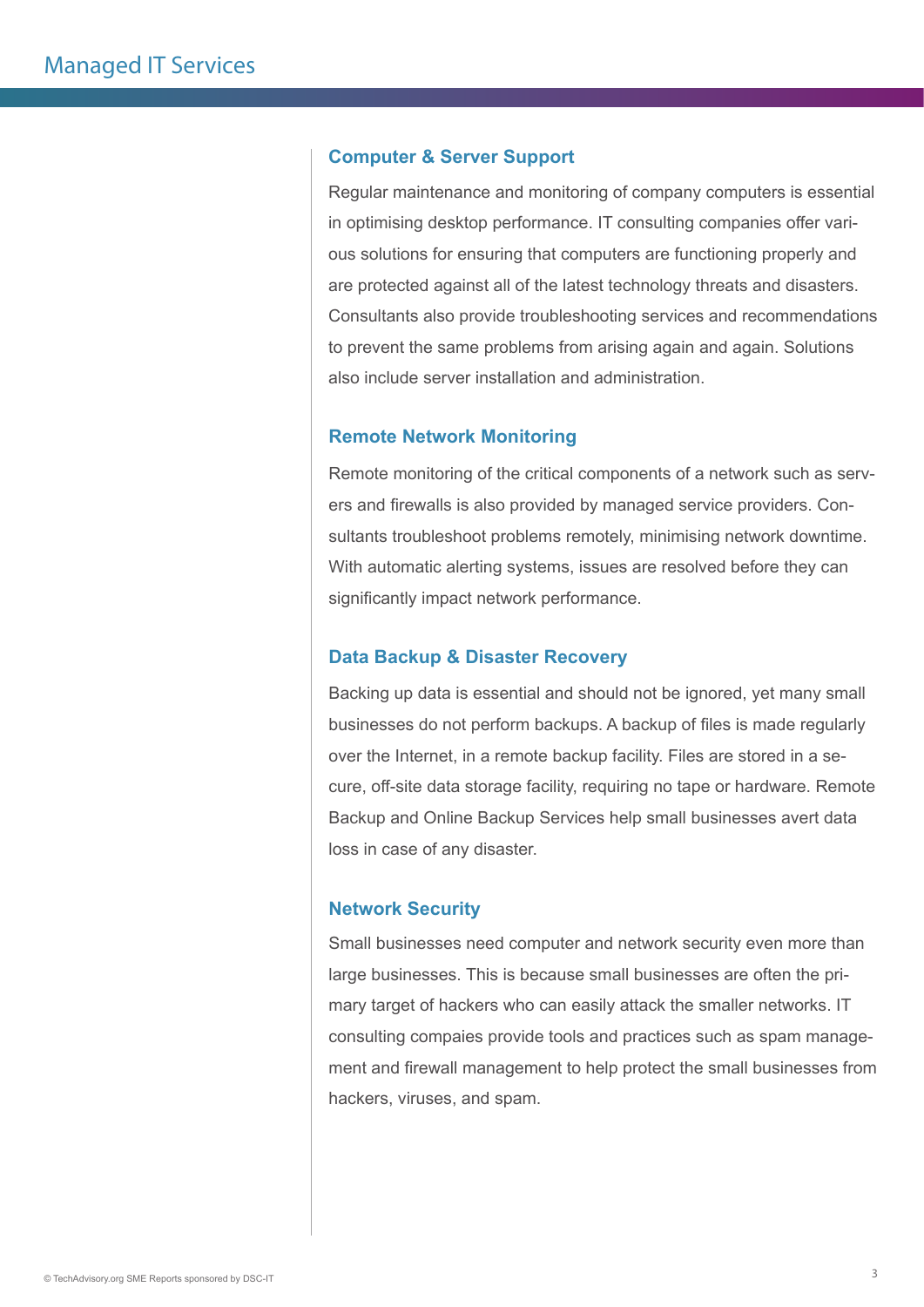## Computer & Server Support

Regular maintenance and monitoring of company computers is essential in optimising desktop performance. IT consulting companies offer various solutions for ensuring that computers are functioning properly and are protected against all of the latest technology threats and disasters. Consultants also provide troubleshooting services and recommendations to prevent the same problems from arising again and again. Solutions also include server installation and administration.

## Remote Network Monitoring

Remote monitoring of the critical components of a network such as servers and firewalls is also provided by managed service providers. Consultants troubleshoot problems remotely, minimising network downtime. With automatic alerting systems, issues are resolved before they can significantly impact network performance.

## Data Backup & Disaster Recovery

Backing up data is essential and should not be ignored, yet many small businesses do not perform backups. A backup of files is made regularly over the Internet, in a remote backup facility. Files are stored in a secure, off-site data storage facility, requiring no tape or hardware. Remote Backup and Online Backup Services help small businesses avert data loss in case of any disaster.

## Network Security

Small businesses need computer and network security even more than large businesses. This is because small businesses are often the primary target of hackers who can easily attack the smaller networks. IT consulting compaies provide tools and practices such as spam management and firewall management to help protect the small businesses from hackers, viruses, and spam.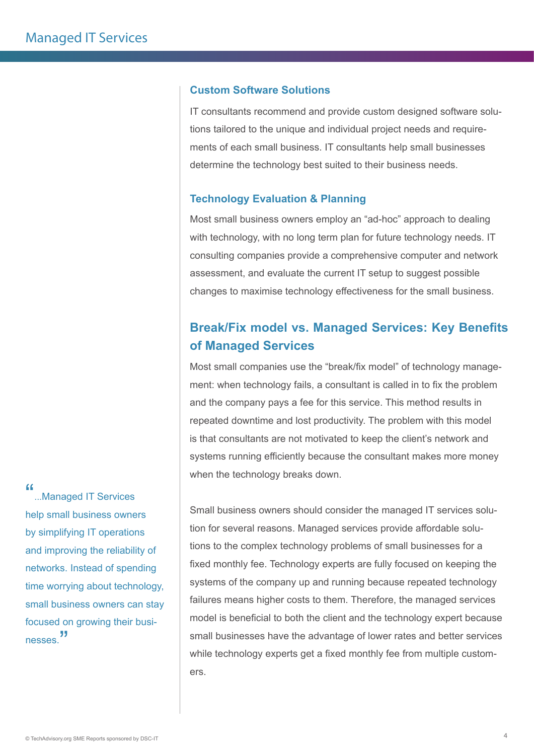### Custom Software Solutions

IT consultants recommend and provide custom designed software solutions tailored to the unique and individual project needs and requirements of each small business. IT consultants help small businesses determine the technology best suited to their business needs.

### Technology Evaluation & Planning

Most small business owners employ an "ad-hoc" approach to dealing with technology, with no long term plan for future technology needs. IT consulting companies provide a comprehensive computer and network assessment, and evaluate the current IT setup to suggest possible changes to maximise technology effectiveness for the small business.

## Break/Fix model vs. Managed Services: Key Benefits of Managed Services

Most small companies use the "break/fix model" of technology management: when technology fails, a consultant is called in to fix the problem and the company pays a fee for this service. This method results in repeated downtime and lost productivity. The problem with this model is that consultants are not motivated to keep the client's network and systems running efficiently because the consultant makes more money when the technology breaks down.

Small business owners should consider the managed IT services solution for several reasons. Managed services provide affordable solutions to the complex technology problems of small businesses for a fixed monthly fee. Technology experts are fully focused on keeping the systems of the company up and running because repeated technology failures means higher costs to them. Therefore, the managed services model is beneficial to both the client and the technology expert because small businesses have the advantage of lower rates and better services while technology experts get a fixed monthly fee from multiple customers.

> "...Managed IT Services help small business owners by simplifying IT operations and improving the reliability of networks. Instead of spending time worrying about technology, small business owners can stay focused on growing their businesses."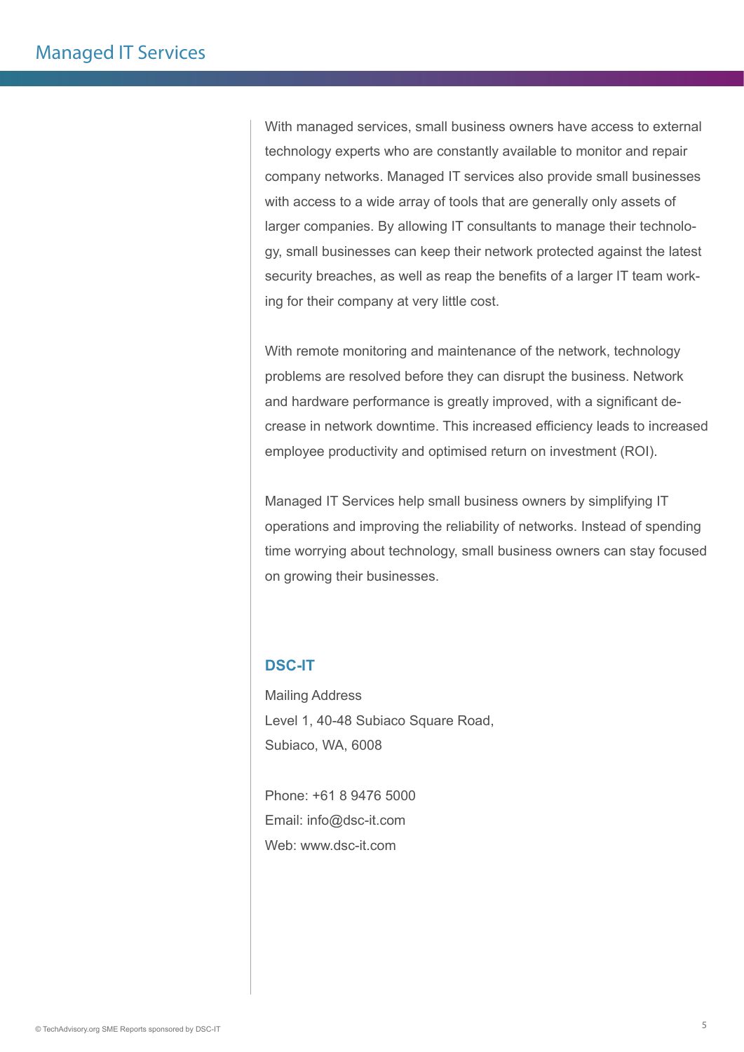# Managed IT Services

With managed services, small business owners have access to external technology experts who are constantly available to monitor and repair company networks. Managed IT services also provide small businesses with access to a wide array of tools that are generally only assets of larger companies. By allowing IT consultants to manage their technology, small businesses can keep their network protected against the latest security breaches, as well as reap the benefits of a larger IT team working for their company at very little cost.

With remote monitoring and maintenance of the network, technology problems are resolved before they can disrupt the business. Network and hardware performance is greatly improved, with a significant decrease in network downtime. This increased efficiency leads to increased employee productivity and optimised return on investment (ROI).

Managed IT Services help small business owners by simplifying IT operations and improving the reliability of networks. Instead of spending time worrying about technology, small business owners can stay focused on growing their businesses.

### DSC-IT

Mailing Address
Level 1, 40-48 Subiaco Square Road,
Subiaco, WA, 6008

Phone: +61 8 9476 5000
Email: info@dsc-it.com
Web: www.dsc-it.com